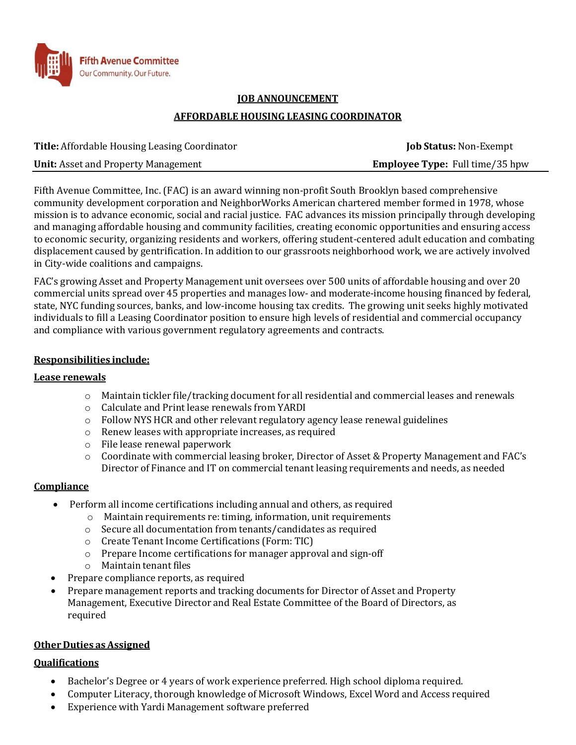Fifth Avenue Committee
Our Community. Our Future.

# JOB ANNOUNCEMENT

## AFFORDABLE HOUSING LEASING COORDINATOR

**Title:** Affordable Housing Leasing Coordinator    **Job Status:** Non-Exempt

**Unit:** Asset and Property Management    **Employee Type:** Full time/35 hpw

Fifth Avenue Committee, Inc. (FAC) is an award winning non-profit South Brooklyn based comprehensive community development corporation and NeighborWorks American chartered member formed in 1978, whose mission is to advance economic, social and racial justice. FAC advances its mission principally through developing and managing affordable housing and community facilities, creating economic opportunities and ensuring access to economic security, organizing residents and workers, offering student-centered adult education and combating displacement caused by gentrification. In addition to our grassroots neighborhood work, we are actively involved in City-wide coalitions and campaigns.

FAC's growing Asset and Property Management unit oversees over 500 units of affordable housing and over 20 commercial units spread over 45 properties and manages low- and moderate-income housing financed by federal, state, NYC funding sources, banks, and low-income housing tax credits. The growing unit seeks highly motivated individuals to fill a Leasing Coordinator position to ensure high levels of residential and commercial occupancy and compliance with various government regulatory agreements and contracts.

### Responsibilities include:

### Lease renewals

- Maintain tickler file/tracking document for all residential and commercial leases and renewals
- Calculate and Print lease renewals from YARDI
- Follow NYS HCR and other relevant regulatory agency lease renewal guidelines
- Renew leases with appropriate increases, as required
- File lease renewal paperwork
- Coordinate with commercial leasing broker, Director of Asset & Property Management and FAC's Director of Finance and IT on commercial tenant leasing requirements and needs, as needed

### Compliance

- Perform all income certifications including annual and others, as required
  - Maintain requirements re: timing, information, unit requirements
  - Secure all documentation from tenants/candidates as required
  - Create Tenant Income Certifications (Form: TIC)
  - Prepare Income certifications for manager approval and sign-off
  - Maintain tenant files
- Prepare compliance reports, as required
- Prepare management reports and tracking documents for Director of Asset and Property Management, Executive Director and Real Estate Committee of the Board of Directors, as required

### Other Duties as Assigned

### Qualifications

- Bachelor's Degree or 4 years of work experience preferred. High school diploma required.
- Computer Literacy, thorough knowledge of Microsoft Windows, Excel Word and Access required
- Experience with Yardi Management software preferred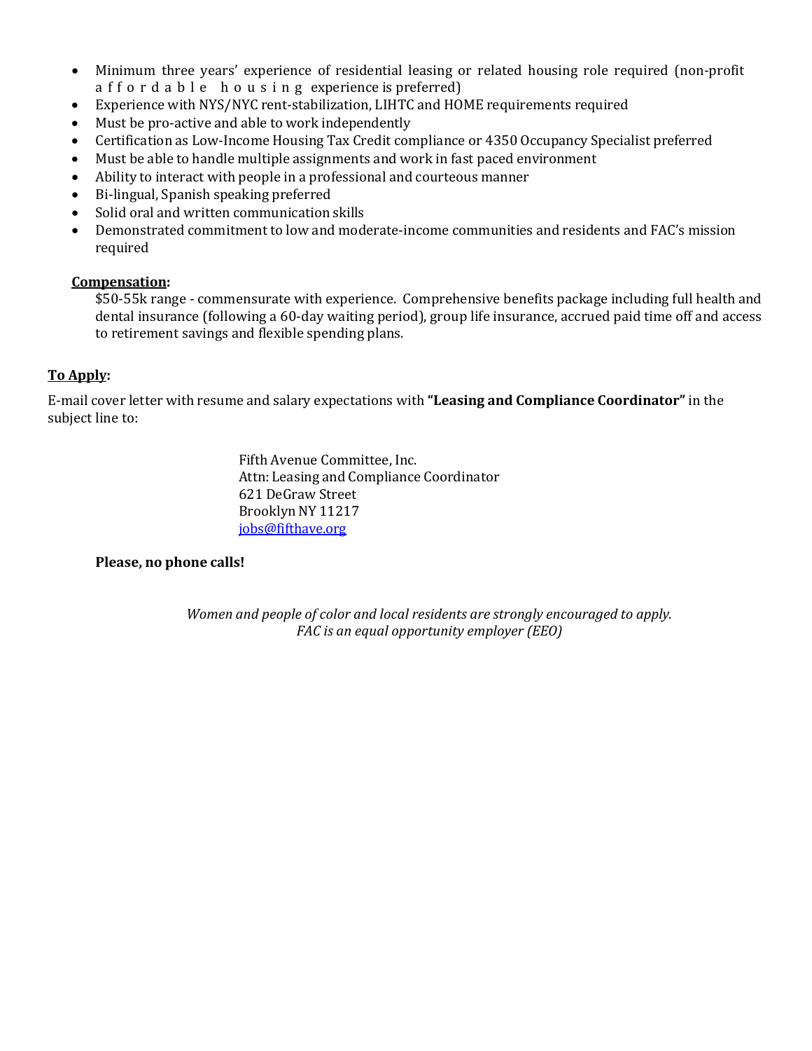- Minimum three years' experience of residential leasing or related housing role required (non-profit affordable housing experience is preferred)
- Experience with NYS/NYC rent-stabilization, LIHTC and HOME requirements required
- Must be pro-active and able to work independently
- Certification as Low-Income Housing Tax Credit compliance or 4350 Occupancy Specialist preferred
- Must be able to handle multiple assignments and work in fast paced environment
- Ability to interact with people in a professional and courteous manner
- Bi-lingual, Spanish speaking preferred
- Solid oral and written communication skills
- Demonstrated commitment to low and moderate-income communities and residents and FAC's mission required

**Compensation:**

$50-55k range - commensurate with experience. Comprehensive benefits package including full health and dental insurance (following a 60-day waiting period), group life insurance, accrued paid time off and access to retirement savings and flexible spending plans.

**To Apply:**

E-mail cover letter with resume and salary expectations with **"Leasing and Compliance Coordinator"** in the subject line to:

Fifth Avenue Committee, Inc.
Attn: Leasing and Compliance Coordinator
621 DeGraw Street
Brooklyn NY 11217
jobs@fifthave.org

**Please, no phone calls!**

*Women and people of color and local residents are strongly encouraged to apply.*
*FAC is an equal opportunity employer (EEO)*